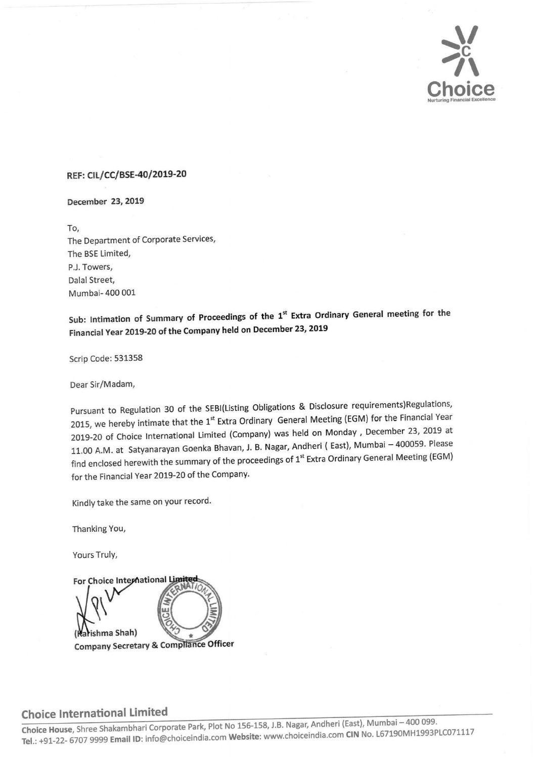REF: CIL/CC/BSE-40/2019-20

December 23, 2019

To,
The Department of Corporate Services,
The BSE Limited,
P.J. Towers,
Dalal Street,
Mumbai- 400 001

**Sub: Intimation of Summary of Proceedings of the 1st Extra Ordinary General meeting for the Financial Year 2019-20 of the Company held on December 23, 2019**

Scrip Code: 531358

Dear Sir/Madam,

Pursuant to Regulation 30 of the SEBI(Listing Obligations & Disclosure requirements)Regulations, 2015, we hereby intimate that the 1st Extra Ordinary General Meeting (EGM) for the Financial Year 2019-20 of Choice International Limited (Company) was held on Monday , December 23, 2019 at 11.00 A.M. at Satyanarayan Goenka Bhavan, J. B. Nagar, Andheri ( East), Mumbai – 400059. Please find enclosed herewith the summary of the proceedings of 1st Extra Ordinary General Meeting (EGM) for the Financial Year 2019-20 of the Company.

Kindly take the same on your record.

Thanking You,

Yours Truly,

For Choice International Limited

(Karishma Shah)
**Company Secretary & Compliance Officer**

**Choice International Limited**

**Choice House**, Shree Shakambhari Corporate Park, Plot No 156-158, J.B. Nagar, Andheri (East), Mumbai – 400 099.
**Tel.:** +91-22- 6707 9999 **Email ID:** info@choiceindia.com **Website:** www.choiceindia.com **CIN** No. L67190MH1993PLC071117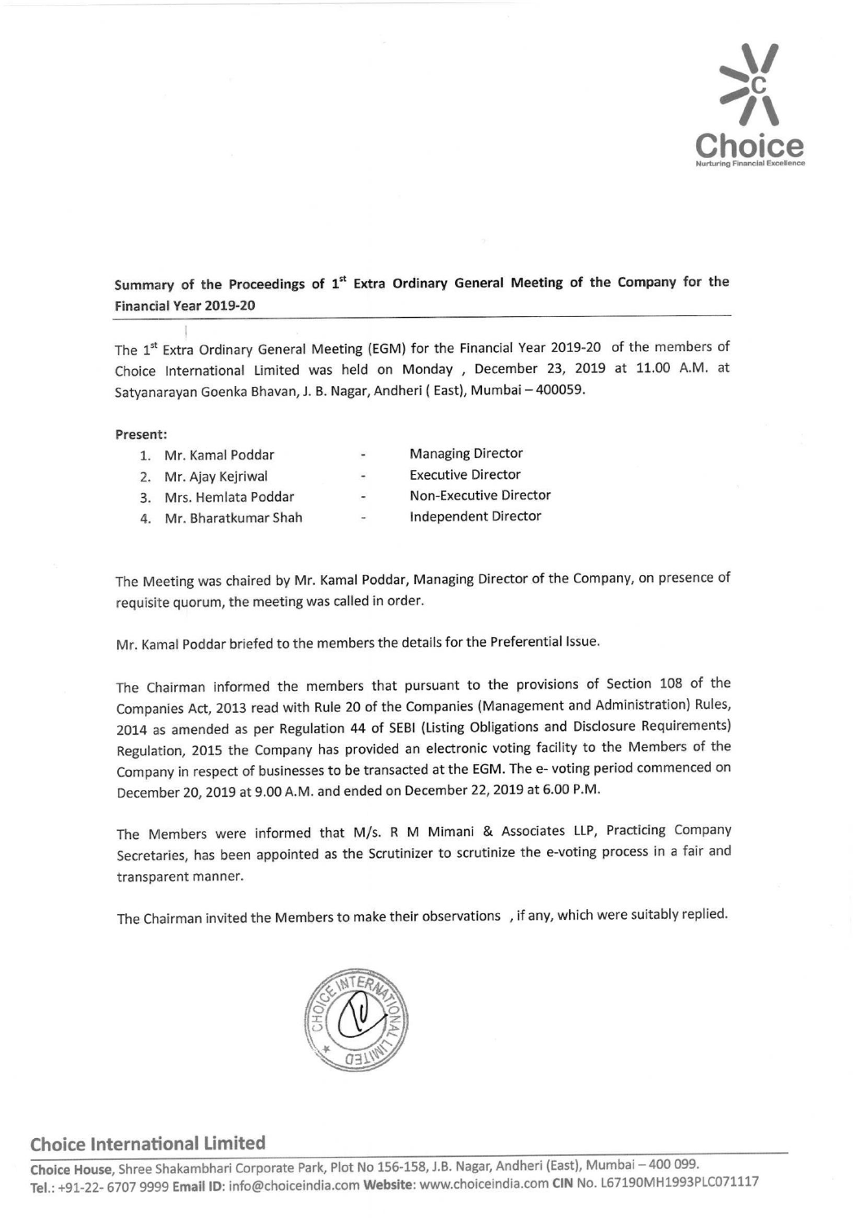**Summary of the Proceedings of 1st Extra Ordinary General Meeting of the Company for the Financial Year 2019-20**

The 1st Extra Ordinary General Meeting (EGM) for the Financial Year 2019-20 of the members of Choice International Limited was held on Monday , December 23, 2019 at 11.00 A.M. at Satyanarayan Goenka Bhavan, J. B. Nagar, Andheri ( East), Mumbai – 400059.

**Present:**

1. Mr. Kamal Poddar - Managing Director
2. Mr. Ajay Kejriwal - Executive Director
3. Mrs. Hemlata Poddar - Non-Executive Director
4. Mr. Bharatkumar Shah - Independent Director

The Meeting was chaired by Mr. Kamal Poddar, Managing Director of the Company, on presence of requisite quorum, the meeting was called in order.

Mr. Kamal Poddar briefed to the members the details for the Preferential Issue.

The Chairman informed the members that pursuant to the provisions of Section 108 of the Companies Act, 2013 read with Rule 20 of the Companies (Management and Administration) Rules, 2014 as amended as per Regulation 44 of SEBI (Listing Obligations and Disclosure Requirements) Regulation, 2015 the Company has provided an electronic voting facility to the Members of the Company in respect of businesses to be transacted at the EGM. The e- voting period commenced on December 20, 2019 at 9.00 A.M. and ended on December 22, 2019 at 6.00 P.M.

The Members were informed that M/s. R M Mimani & Associates LLP, Practicing Company Secretaries, has been appointed as the Scrutinizer to scrutinize the e-voting process in a fair and transparent manner.

The Chairman invited the Members to make their observations , if any, which were suitably replied.

**Choice International Limited**

**Choice House**, Shree Shakambhari Corporate Park, Plot No 156-158, J.B. Nagar, Andheri (East), Mumbai – 400 099.
**Tel.:** +91-22- 6707 9999 **Email ID:** info@choiceindia.com **Website:** www.choiceindia.com **CIN** No. L67190MH1993PLC071117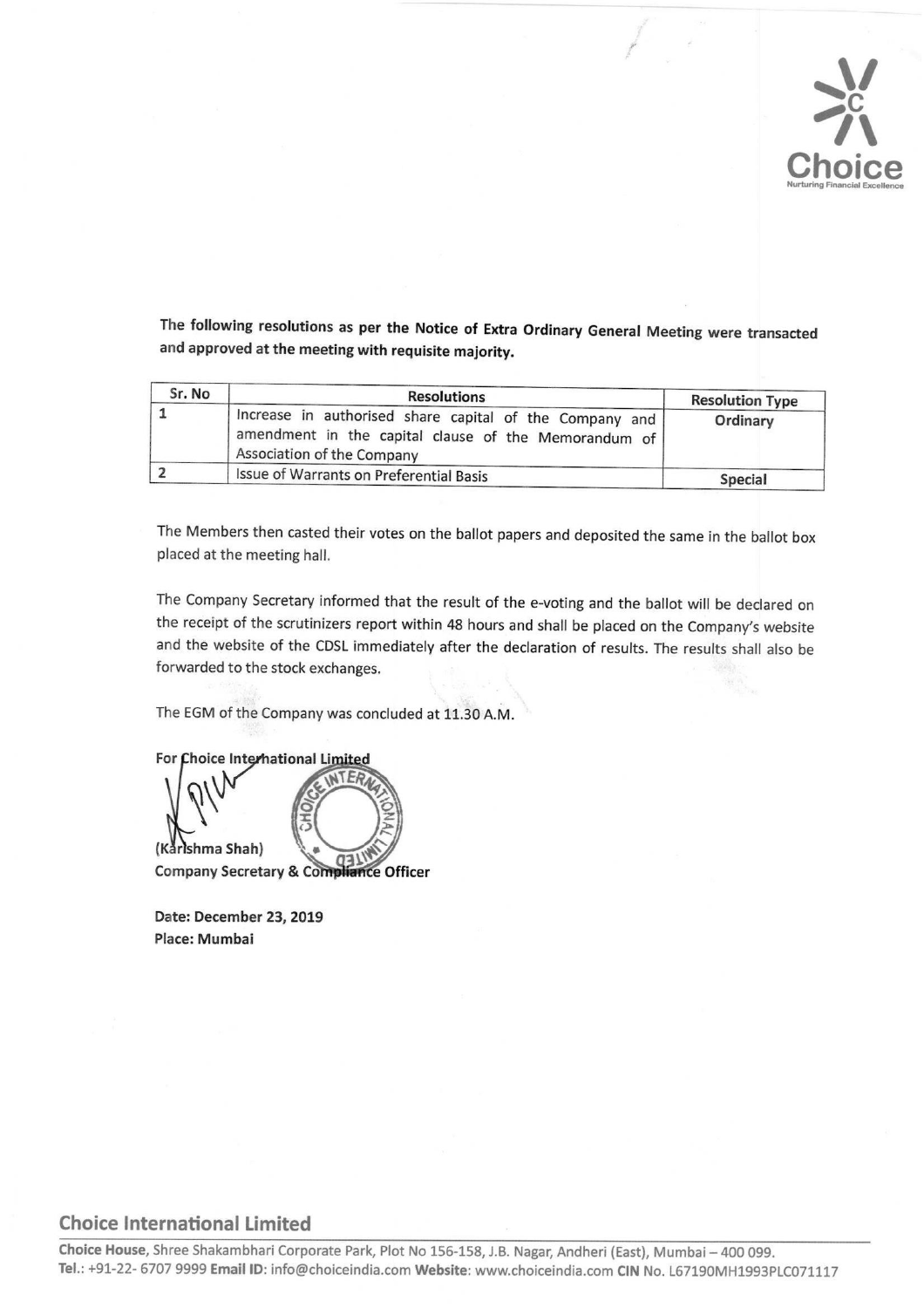**The following resolutions as per the Notice of Extra Ordinary General Meeting were transacted and approved at the meeting with requisite majority.**

| Sr. No | Resolutions | Resolution Type |
|---|---|---|
| 1 | Increase in authorised share capital of the Company and amendment in the capital clause of the Memorandum of Association of the Company | Ordinary |
| 2 | Issue of Warrants on Preferential Basis | Special |

The Members then casted their votes on the ballot papers and deposited the same in the ballot box placed at the meeting hall.

The Company Secretary informed that the result of the e-voting and the ballot will be declared on the receipt of the scrutinizers report within 48 hours and shall be placed on the Company's website and the website of the CDSL immediately after the declaration of results. The results shall also be forwarded to the stock exchanges.

The EGM of the Company was concluded at 11.30 A.M.

For Choice International Limited

(Karishma Shah)
**Company Secretary & Compliance Officer**

**Date: December 23, 2019**
**Place: Mumbai**

**Choice International Limited**

**Choice House**, Shree Shakambhari Corporate Park, Plot No 156-158, J.B. Nagar, Andheri (East), Mumbai – 400 099.
**Tel.**: +91-22- 6707 9999 **Email ID**: info@choiceindia.com **Website**: www.choiceindia.com **CIN** No. L67190MH1993PLC071117